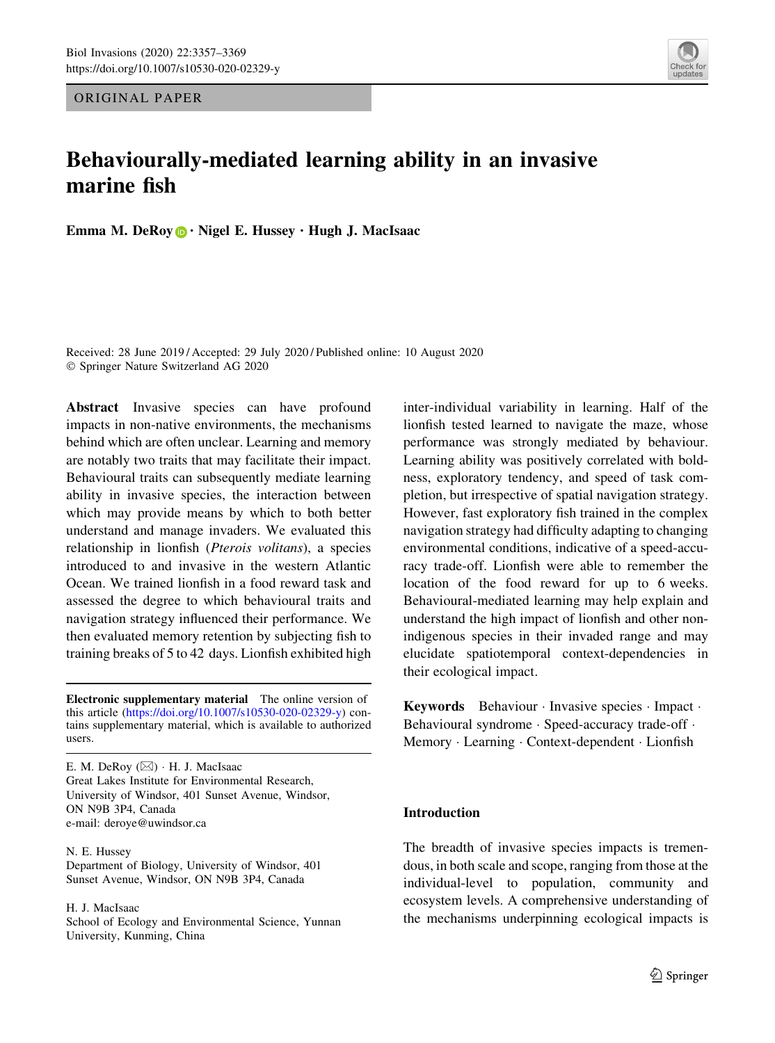ORIGINAL PAPER

# Behaviourally-mediated learning ability in an invasive marine fish

**Emma M. DeRoy · Nigel E. Hussey · Hugh J. MacIsaac**

Received: 28 June 2019 / Accepted: 29 July 2020 / Published online: 10 August 2020
© Springer Nature Switzerland AG 2020

**Abstract** Invasive species can have profound impacts in non-native environments, the mechanisms behind which are often unclear. Learning and memory are notably two traits that may facilitate their impact. Behavioural traits can subsequently mediate learning ability in invasive species, the interaction between which may provide means by which to both better understand and manage invaders. We evaluated this relationship in lionfish (*Pterois volitans*), a species introduced to and invasive in the western Atlantic Ocean. We trained lionfish in a food reward task and assessed the degree to which behavioural traits and navigation strategy influenced their performance. We then evaluated memory retention by subjecting fish to training breaks of 5 to 42 days. Lionfish exhibited high inter-individual variability in learning. Half of the lionfish tested learned to navigate the maze, whose performance was strongly mediated by behaviour. Learning ability was positively correlated with boldness, exploratory tendency, and speed of task completion, but irrespective of spatial navigation strategy. However, fast exploratory fish trained in the complex navigation strategy had difficulty adapting to changing environmental conditions, indicative of a speed-accuracy trade-off. Lionfish were able to remember the location of the food reward for up to 6 weeks. Behavioural-mediated learning may help explain and understand the high impact of lionfish and other non-indigenous species in their invaded range and may elucidate spatiotemporal context-dependencies in their ecological impact.

**Keywords** Behaviour · Invasive species · Impact · Behavioural syndrome · Speed-accuracy trade-off · Memory · Learning · Context-dependent · Lionfish

**Electronic supplementary material** The online version of this article (https://doi.org/10.1007/s10530-020-02329-y) contains supplementary material, which is available to authorized users.

E. M. DeRoy (✉) · H. J. MacIsaac
Great Lakes Institute for Environmental Research, University of Windsor, 401 Sunset Avenue, Windsor, ON N9B 3P4, Canada
e-mail: deroye@uwindsor.ca

N. E. Hussey
Department of Biology, University of Windsor, 401 Sunset Avenue, Windsor, ON N9B 3P4, Canada

H. J. MacIsaac
School of Ecology and Environmental Science, Yunnan University, Kunming, China

## Introduction

The breadth of invasive species impacts is tremendous, in both scale and scope, ranging from those at the individual-level to population, community and ecosystem levels. A comprehensive understanding of the mechanisms underpinning ecological impacts is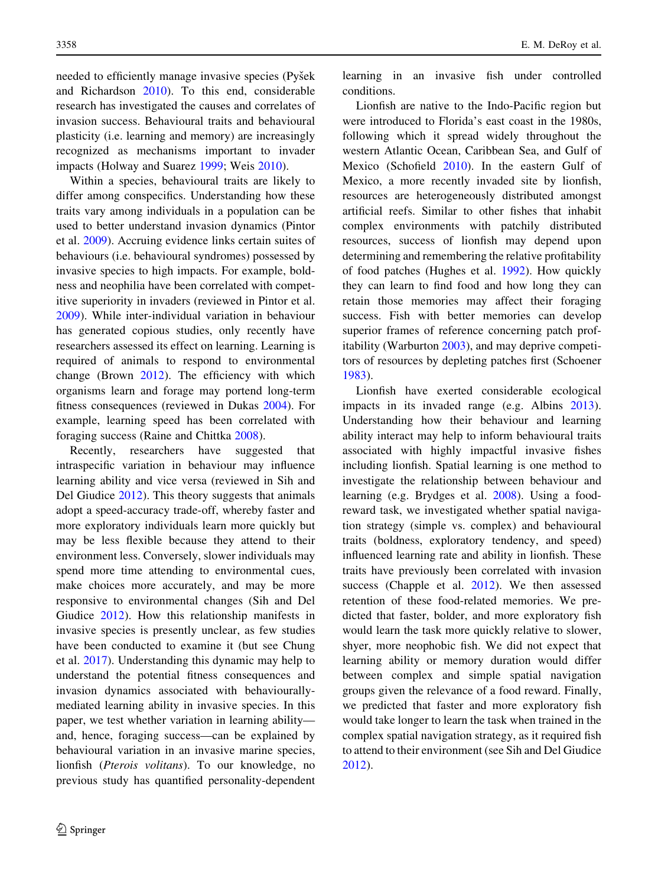needed to efficiently manage invasive species (Pyšek and Richardson 2010). To this end, considerable research has investigated the causes and correlates of invasion success. Behavioural traits and behavioural plasticity (i.e. learning and memory) are increasingly recognized as mechanisms important to invader impacts (Holway and Suarez 1999; Weis 2010).

Within a species, behavioural traits are likely to differ among conspecifics. Understanding how these traits vary among individuals in a population can be used to better understand invasion dynamics (Pintor et al. 2009). Accruing evidence links certain suites of behaviours (i.e. behavioural syndromes) possessed by invasive species to high impacts. For example, boldness and neophilia have been correlated with competitive superiority in invaders (reviewed in Pintor et al. 2009). While inter-individual variation in behaviour has generated copious studies, only recently have researchers assessed its effect on learning. Learning is required of animals to respond to environmental change (Brown 2012). The efficiency with which organisms learn and forage may portend long-term fitness consequences (reviewed in Dukas 2004). For example, learning speed has been correlated with foraging success (Raine and Chittka 2008).

Recently, researchers have suggested that intraspecific variation in behaviour may influence learning ability and vice versa (reviewed in Sih and Del Giudice 2012). This theory suggests that animals adopt a speed-accuracy trade-off, whereby faster and more exploratory individuals learn more quickly but may be less flexible because they attend to their environment less. Conversely, slower individuals may spend more time attending to environmental cues, make choices more accurately, and may be more responsive to environmental changes (Sih and Del Giudice 2012). How this relationship manifests in invasive species is presently unclear, as few studies have been conducted to examine it (but see Chung et al. 2017). Understanding this dynamic may help to understand the potential fitness consequences and invasion dynamics associated with behaviourally-mediated learning ability in invasive species. In this paper, we test whether variation in learning ability—and, hence, foraging success—can be explained by behavioural variation in an invasive marine species, lionfish (*Pterois volitans*). To our knowledge, no previous study has quantified personality-dependent learning in an invasive fish under controlled conditions.

Lionfish are native to the Indo-Pacific region but were introduced to Florida's east coast in the 1980s, following which it spread widely throughout the western Atlantic Ocean, Caribbean Sea, and Gulf of Mexico (Schofield 2010). In the eastern Gulf of Mexico, a more recently invaded site by lionfish, resources are heterogeneously distributed amongst artificial reefs. Similar to other fishes that inhabit complex environments with patchily distributed resources, success of lionfish may depend upon determining and remembering the relative profitability of food patches (Hughes et al. 1992). How quickly they can learn to find food and how long they can retain those memories may affect their foraging success. Fish with better memories can develop superior frames of reference concerning patch profitability (Warburton 2003), and may deprive competitors of resources by depleting patches first (Schoener 1983).

Lionfish have exerted considerable ecological impacts in its invaded range (e.g. Albins 2013). Understanding how their behaviour and learning ability interact may help to inform behavioural traits associated with highly impactful invasive fishes including lionfish. Spatial learning is one method to investigate the relationship between behaviour and learning (e.g. Brydges et al. 2008). Using a food-reward task, we investigated whether spatial navigation strategy (simple vs. complex) and behavioural traits (boldness, exploratory tendency, and speed) influenced learning rate and ability in lionfish. These traits have previously been correlated with invasion success (Chapple et al. 2012). We then assessed retention of these food-related memories. We predicted that faster, bolder, and more exploratory fish would learn the task more quickly relative to slower, shyer, more neophobic fish. We did not expect that learning ability or memory duration would differ between complex and simple spatial navigation groups given the relevance of a food reward. Finally, we predicted that faster and more exploratory fish would take longer to learn the task when trained in the complex spatial navigation strategy, as it required fish to attend to their environment (see Sih and Del Giudice 2012).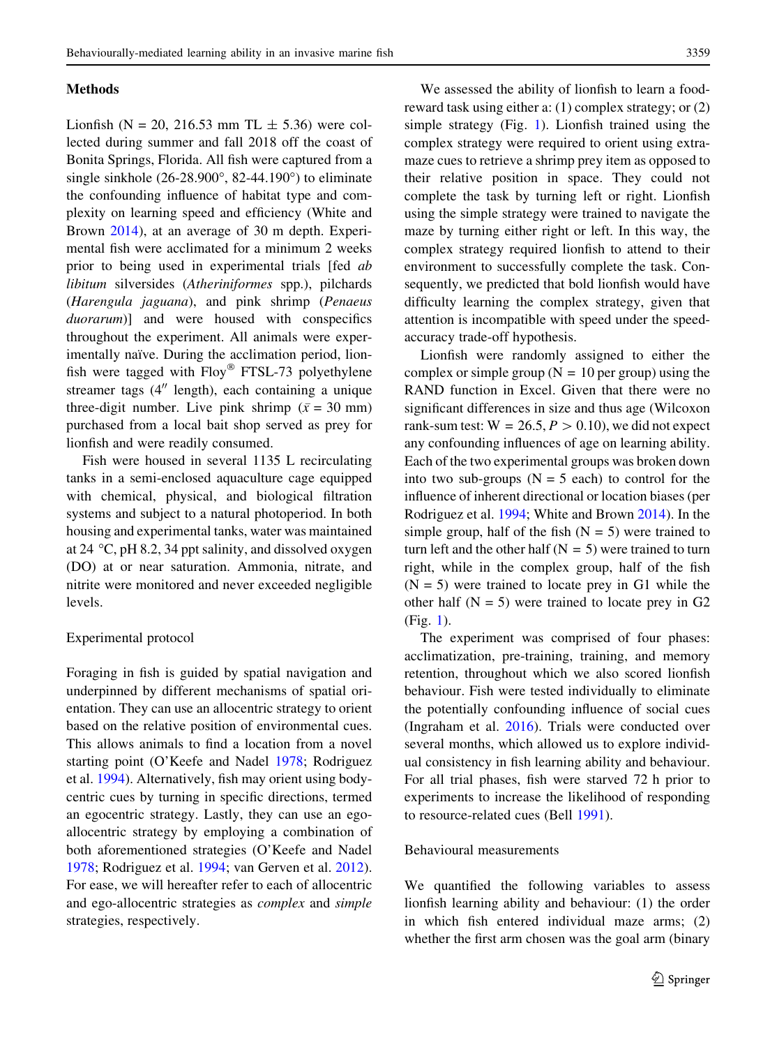## Methods

Lionfish (N = 20, 216.53 mm TL ± 5.36) were collected during summer and fall 2018 off the coast of Bonita Springs, Florida. All fish were captured from a single sinkhole (26-28.900°, 82-44.190°) to eliminate the confounding influence of habitat type and complexity on learning speed and efficiency (White and Brown 2014), at an average of 30 m depth. Experimental fish were acclimated for a minimum 2 weeks prior to being used in experimental trials [fed *ab libitum* silversides (*Atheriniformes* spp.), pilchards (*Harengula jaguana*), and pink shrimp (*Penaeus duorarum*)] and were housed with conspecifics throughout the experiment. All animals were experimentally naïve. During the acclimation period, lionfish were tagged with Floy® FTSL-73 polyethylene streamer tags (4″ length), each containing a unique three-digit number. Live pink shrimp ($\bar{x}$ = 30 mm) purchased from a local bait shop served as prey for lionfish and were readily consumed.

Fish were housed in several 1135 L recirculating tanks in a semi-enclosed aquaculture cage equipped with chemical, physical, and biological filtration systems and subject to a natural photoperiod. In both housing and experimental tanks, water was maintained at 24 °C, pH 8.2, 34 ppt salinity, and dissolved oxygen (DO) at or near saturation. Ammonia, nitrate, and nitrite were monitored and never exceeded negligible levels.

### Experimental protocol

Foraging in fish is guided by spatial navigation and underpinned by different mechanisms of spatial orientation. They can use an allocentric strategy to orient based on the relative position of environmental cues. This allows animals to find a location from a novel starting point (O'Keefe and Nadel 1978; Rodriguez et al. 1994). Alternatively, fish may orient using body-centric cues by turning in specific directions, termed an egocentric strategy. Lastly, they can use an ego-allocentric strategy by employing a combination of both aforementioned strategies (O'Keefe and Nadel 1978; Rodriguez et al. 1994; van Gerven et al. 2012). For ease, we will hereafter refer to each of allocentric and ego-allocentric strategies as *complex* and *simple* strategies, respectively.

We assessed the ability of lionfish to learn a food-reward task using either a: (1) complex strategy; or (2) simple strategy (Fig. 1). Lionfish trained using the complex strategy were required to orient using extra-maze cues to retrieve a shrimp prey item as opposed to their relative position in space. They could not complete the task by turning left or right. Lionfish using the simple strategy were trained to navigate the maze by turning either right or left. In this way, the complex strategy required lionfish to attend to their environment to successfully complete the task. Consequently, we predicted that bold lionfish would have difficulty learning the complex strategy, given that attention is incompatible with speed under the speed-accuracy trade-off hypothesis.

Lionfish were randomly assigned to either the complex or simple group (N = 10 per group) using the RAND function in Excel. Given that there were no significant differences in size and thus age (Wilcoxon rank-sum test: $W = 26.5$, $P > 0.10$), we did not expect any confounding influences of age on learning ability. Each of the two experimental groups was broken down into two sub-groups (N = 5 each) to control for the influence of inherent directional or location biases (per Rodriguez et al. 1994; White and Brown 2014). In the simple group, half of the fish (N = 5) were trained to turn left and the other half (N = 5) were trained to turn right, while in the complex group, half of the fish (N = 5) were trained to locate prey in G1 while the other half (N = 5) were trained to locate prey in G2 (Fig. 1).

The experiment was comprised of four phases: acclimatization, pre-training, training, and memory retention, throughout which we also scored lionfish behaviour. Fish were tested individually to eliminate the potentially confounding influence of social cues (Ingraham et al. 2016). Trials were conducted over several months, which allowed us to explore individual consistency in fish learning ability and behaviour. For all trial phases, fish were starved 72 h prior to experiments to increase the likelihood of responding to resource-related cues (Bell 1991).

### Behavioural measurements

We quantified the following variables to assess lionfish learning ability and behaviour: (1) the order in which fish entered individual maze arms; (2) whether the first arm chosen was the goal arm (binary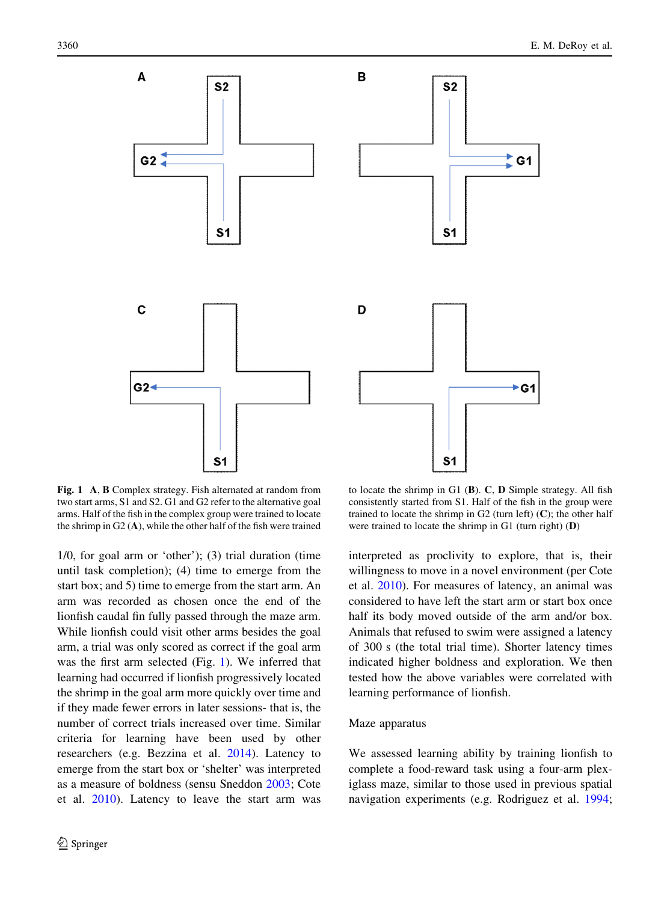Fig. 1 **A**, **B** Complex strategy. Fish alternated at random from two start arms, S1 and S2. G1 and G2 refer to the alternative goal arms. Half of the fish in the complex group were trained to locate the shrimp in G2 (**A**), while the other half of the fish were trained to locate the shrimp in G1 (**B**). **C**, **D** Simple strategy. All fish consistently started from S1. Half of the fish in the group were trained to locate the shrimp in G2 (turn left) (**C**); the other half were trained to locate the shrimp in G1 (turn right) (**D**)

1/0, for goal arm or 'other'); (3) trial duration (time until task completion); (4) time to emerge from the start box; and 5) time to emerge from the start arm. An arm was recorded as chosen once the end of the lionfish caudal fin fully passed through the maze arm. While lionfish could visit other arms besides the goal arm, a trial was only scored as correct if the goal arm was the first arm selected (Fig. 1). We inferred that learning had occurred if lionfish progressively located the shrimp in the goal arm more quickly over time and if they made fewer errors in later sessions- that is, the number of correct trials increased over time. Similar criteria for learning have been used by other researchers (e.g. Bezzina et al. 2014). Latency to emerge from the start box or 'shelter' was interpreted as a measure of boldness (sensu Sneddon 2003; Cote et al. 2010). Latency to leave the start arm was interpreted as proclivity to explore, that is, their willingness to move in a novel environment (per Cote et al. 2010). For measures of latency, an animal was considered to have left the start arm or start box once half its body moved outside of the arm and/or box. Animals that refused to swim were assigned a latency of 300 s (the total trial time). Shorter latency times indicated higher boldness and exploration. We then tested how the above variables were correlated with learning performance of lionfish.

## Maze apparatus

We assessed learning ability by training lionfish to complete a food-reward task using a four-arm plexiglass maze, similar to those used in previous spatial navigation experiments (e.g. Rodriguez et al. 1994;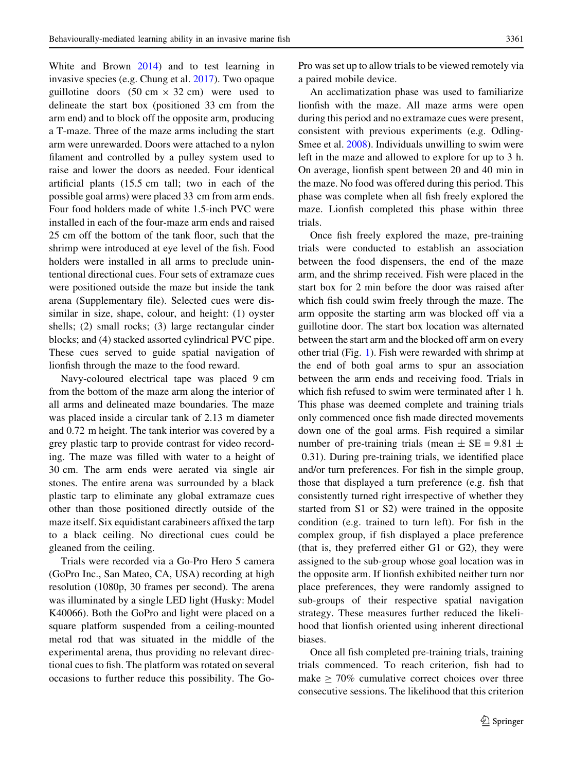White and Brown 2014) and to test learning in invasive species (e.g. Chung et al. 2017). Two opaque guillotine doors (50 cm × 32 cm) were used to delineate the start box (positioned 33 cm from the arm end) and to block off the opposite arm, producing a T-maze. Three of the maze arms including the start arm were unrewarded. Doors were attached to a nylon filament and controlled by a pulley system used to raise and lower the doors as needed. Four identical artificial plants (15.5 cm tall; two in each of the possible goal arms) were placed 33 cm from arm ends. Four food holders made of white 1.5-inch PVC were installed in each of the four-maze arm ends and raised 25 cm off the bottom of the tank floor, such that the shrimp were introduced at eye level of the fish. Food holders were installed in all arms to preclude unintentional directional cues. Four sets of extramaze cues were positioned outside the maze but inside the tank arena (Supplementary file). Selected cues were dissimilar in size, shape, colour, and height: (1) oyster shells; (2) small rocks; (3) large rectangular cinder blocks; and (4) stacked assorted cylindrical PVC pipe. These cues served to guide spatial navigation of lionfish through the maze to the food reward.

Navy-coloured electrical tape was placed 9 cm from the bottom of the maze arm along the interior of all arms and delineated maze boundaries. The maze was placed inside a circular tank of 2.13 m diameter and 0.72 m height. The tank interior was covered by a grey plastic tarp to provide contrast for video recording. The maze was filled with water to a height of 30 cm. The arm ends were aerated via single air stones. The entire arena was surrounded by a black plastic tarp to eliminate any global extramaze cues other than those positioned directly outside of the maze itself. Six equidistant carabineers affixed the tarp to a black ceiling. No directional cues could be gleaned from the ceiling.

Trials were recorded via a Go-Pro Hero 5 camera (GoPro Inc., San Mateo, CA, USA) recording at high resolution (1080p, 30 frames per second). The arena was illuminated by a single LED light (Husky: Model K40066). Both the GoPro and light were placed on a square platform suspended from a ceiling-mounted metal rod that was situated in the middle of the experimental arena, thus providing no relevant directional cues to fish. The platform was rotated on several occasions to further reduce this possibility. The Go-Pro was set up to allow trials to be viewed remotely via a paired mobile device.

An acclimatization phase was used to familiarize lionfish with the maze. All maze arms were open during this period and no extramaze cues were present, consistent with previous experiments (e.g. Odling-Smee et al. 2008). Individuals unwilling to swim were left in the maze and allowed to explore for up to 3 h. On average, lionfish spent between 20 and 40 min in the maze. No food was offered during this period. This phase was complete when all fish freely explored the maze. Lionfish completed this phase within three trials.

Once fish freely explored the maze, pre-training trials were conducted to establish an association between the food dispensers, the end of the maze arm, and the shrimp received. Fish were placed in the start box for 2 min before the door was raised after which fish could swim freely through the maze. The arm opposite the starting arm was blocked off via a guillotine door. The start box location was alternated between the start arm and the blocked off arm on every other trial (Fig. 1). Fish were rewarded with shrimp at the end of both goal arms to spur an association between the arm ends and receiving food. Trials in which fish refused to swim were terminated after 1 h. This phase was deemed complete and training trials only commenced once fish made directed movements down one of the goal arms. Fish required a similar number of pre-training trials (mean ± SE = 9.81 ± 0.31). During pre-training trials, we identified place and/or turn preferences. For fish in the simple group, those that displayed a turn preference (e.g. fish that consistently turned right irrespective of whether they started from S1 or S2) were trained in the opposite condition (e.g. trained to turn left). For fish in the complex group, if fish displayed a place preference (that is, they preferred either G1 or G2), they were assigned to the sub-group whose goal location was in the opposite arm. If lionfish exhibited neither turn nor place preferences, they were randomly assigned to sub-groups of their respective spatial navigation strategy. These measures further reduced the likelihood that lionfish oriented using inherent directional biases.

Once all fish completed pre-training trials, training trials commenced. To reach criterion, fish had to make ≥ 70% cumulative correct choices over three consecutive sessions. The likelihood that this criterion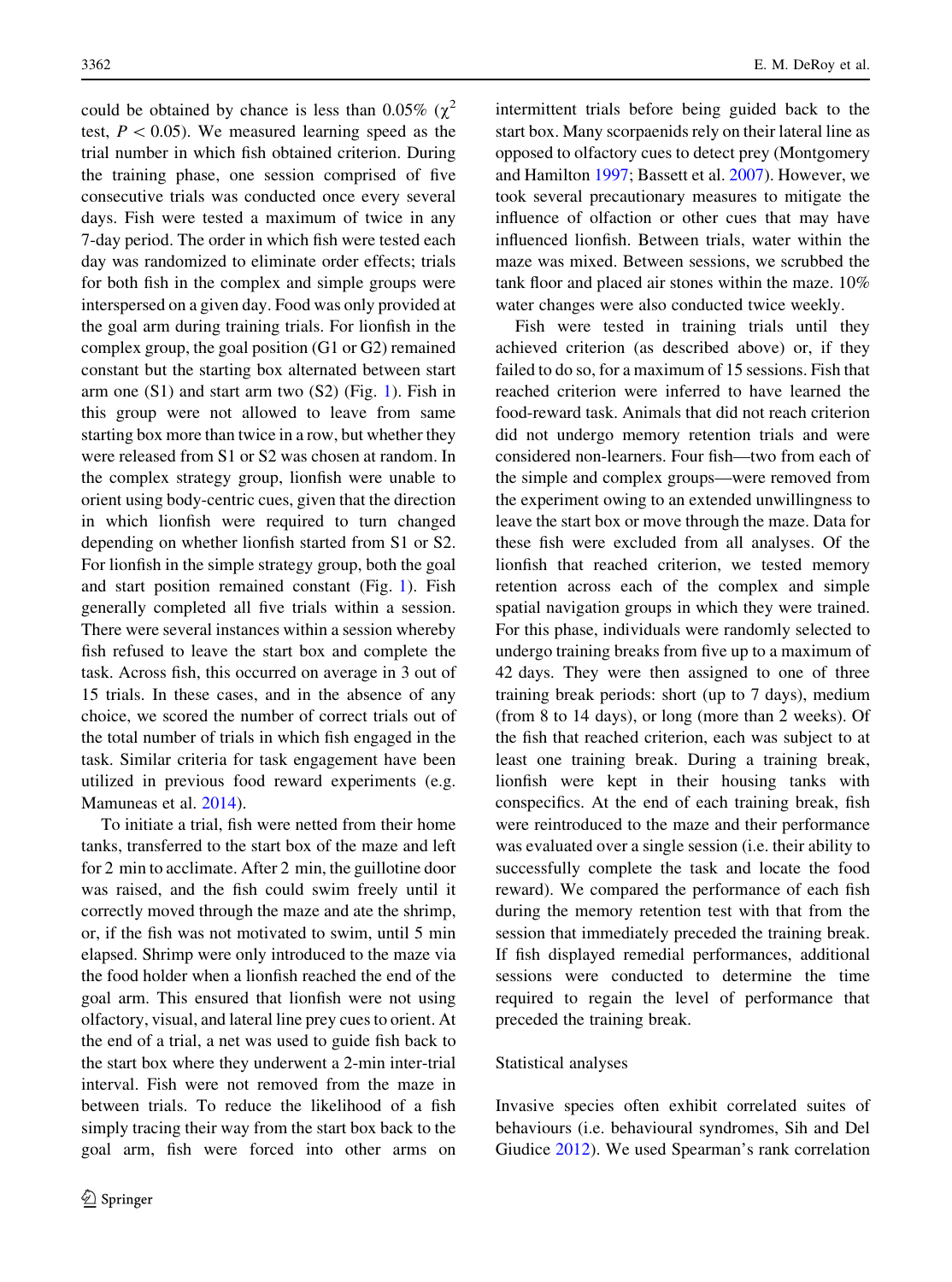could be obtained by chance is less than 0.05% ($\chi^2$ test, $P < 0.05$). We measured learning speed as the trial number in which fish obtained criterion. During the training phase, one session comprised of five consecutive trials was conducted once every several days. Fish were tested a maximum of twice in any 7-day period. The order in which fish were tested each day was randomized to eliminate order effects; trials for both fish in the complex and simple groups were interspersed on a given day. Food was only provided at the goal arm during training trials. For lionfish in the complex group, the goal position (G1 or G2) remained constant but the starting box alternated between start arm one (S1) and start arm two (S2) (Fig. 1). Fish in this group were not allowed to leave from same starting box more than twice in a row, but whether they were released from S1 or S2 was chosen at random. In the complex strategy group, lionfish were unable to orient using body-centric cues, given that the direction in which lionfish were required to turn changed depending on whether lionfish started from S1 or S2. For lionfish in the simple strategy group, both the goal and start position remained constant (Fig. 1). Fish generally completed all five trials within a session. There were several instances within a session whereby fish refused to leave the start box and complete the task. Across fish, this occurred on average in 3 out of 15 trials. In these cases, and in the absence of any choice, we scored the number of correct trials out of the total number of trials in which fish engaged in the task. Similar criteria for task engagement have been utilized in previous food reward experiments (e.g. Mamuneas et al. 2014).

To initiate a trial, fish were netted from their home tanks, transferred to the start box of the maze and left for 2 min to acclimate. After 2 min, the guillotine door was raised, and the fish could swim freely until it correctly moved through the maze and ate the shrimp, or, if the fish was not motivated to swim, until 5 min elapsed. Shrimp were only introduced to the maze via the food holder when a lionfish reached the end of the goal arm. This ensured that lionfish were not using olfactory, visual, and lateral line prey cues to orient. At the end of a trial, a net was used to guide fish back to the start box where they underwent a 2-min inter-trial interval. Fish were not removed from the maze in between trials. To reduce the likelihood of a fish simply tracing their way from the start box back to the goal arm, fish were forced into other arms on intermittent trials before being guided back to the start box. Many scorpaenids rely on their lateral line as opposed to olfactory cues to detect prey (Montgomery and Hamilton 1997; Bassett et al. 2007). However, we took several precautionary measures to mitigate the influence of olfaction or other cues that may have influenced lionfish. Between trials, water within the maze was mixed. Between sessions, we scrubbed the tank floor and placed air stones within the maze. 10% water changes were also conducted twice weekly.

Fish were tested in training trials until they achieved criterion (as described above) or, if they failed to do so, for a maximum of 15 sessions. Fish that reached criterion were inferred to have learned the food-reward task. Animals that did not reach criterion did not undergo memory retention trials and were considered non-learners. Four fish—two from each of the simple and complex groups—were removed from the experiment owing to an extended unwillingness to leave the start box or move through the maze. Data for these fish were excluded from all analyses. Of the lionfish that reached criterion, we tested memory retention across each of the complex and simple spatial navigation groups in which they were trained. For this phase, individuals were randomly selected to undergo training breaks from five up to a maximum of 42 days. They were then assigned to one of three training break periods: short (up to 7 days), medium (from 8 to 14 days), or long (more than 2 weeks). Of the fish that reached criterion, each was subject to at least one training break. During a training break, lionfish were kept in their housing tanks with conspecifics. At the end of each training break, fish were reintroduced to the maze and their performance was evaluated over a single session (i.e. their ability to successfully complete the task and locate the food reward). We compared the performance of each fish during the memory retention test with that from the session that immediately preceded the training break. If fish displayed remedial performances, additional sessions were conducted to determine the time required to regain the level of performance that preceded the training break.

## Statistical analyses

Invasive species often exhibit correlated suites of behaviours (i.e. behavioural syndromes, Sih and Del Giudice 2012). We used Spearman's rank correlation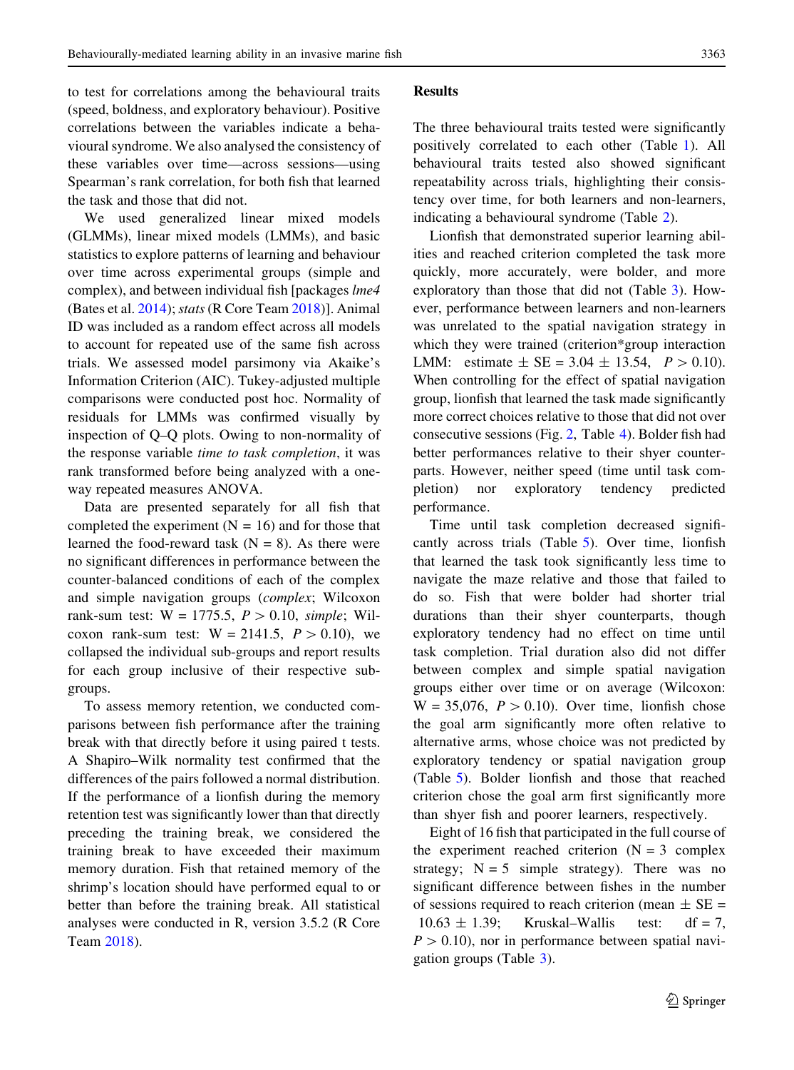to test for correlations among the behavioural traits (speed, boldness, and exploratory behaviour). Positive correlations between the variables indicate a behavioural syndrome. We also analysed the consistency of these variables over time—across sessions—using Spearman's rank correlation, for both fish that learned the task and those that did not.

We used generalized linear mixed models (GLMMs), linear mixed models (LMMs), and basic statistics to explore patterns of learning and behaviour over time across experimental groups (simple and complex), and between individual fish [packages *lme4* (Bates et al. 2014); *stats* (R Core Team 2018)]. Animal ID was included as a random effect across all models to account for repeated use of the same fish across trials. We assessed model parsimony via Akaike's Information Criterion (AIC). Tukey-adjusted multiple comparisons were conducted post hoc. Normality of residuals for LMMs was confirmed visually by inspection of Q–Q plots. Owing to non-normality of the response variable *time to task completion*, it was rank transformed before being analyzed with a one-way repeated measures ANOVA.

Data are presented separately for all fish that completed the experiment ($N = 16$) and for those that learned the food-reward task ($N = 8$). As there were no significant differences in performance between the counter-balanced conditions of each of the complex and simple navigation groups (*complex*; Wilcoxon rank-sum test: $W = 1775.5$, $P > 0.10$, *simple*; Wilcoxon rank-sum test: $W = 2141.5$, $P > 0.10$), we collapsed the individual sub-groups and report results for each group inclusive of their respective sub-groups.

To assess memory retention, we conducted comparisons between fish performance after the training break with that directly before it using paired t tests. A Shapiro–Wilk normality test confirmed that the differences of the pairs followed a normal distribution. If the performance of a lionfish during the memory retention test was significantly lower than that directly preceding the training break, we considered the training break to have exceeded their maximum memory duration. Fish that retained memory of the shrimp's location should have performed equal to or better than before the training break. All statistical analyses were conducted in R, version 3.5.2 (R Core Team 2018).

## Results

The three behavioural traits tested were significantly positively correlated to each other (Table 1). All behavioural traits tested also showed significant repeatability across trials, highlighting their consistency over time, for both learners and non-learners, indicating a behavioural syndrome (Table 2).

Lionfish that demonstrated superior learning abilities and reached criterion completed the task more quickly, more accurately, were bolder, and more exploratory than those that did not (Table 3). However, performance between learners and non-learners was unrelated to the spatial navigation strategy in which they were trained (criterion*group interaction LMM: estimate $\pm$ SE = $3.04 \pm 13.54$, $P > 0.10$). When controlling for the effect of spatial navigation group, lionfish that learned the task made significantly more correct choices relative to those that did not over consecutive sessions (Fig. 2, Table 4). Bolder fish had better performances relative to their shyer counterparts. However, neither speed (time until task completion) nor exploratory tendency predicted performance.

Time until task completion decreased significantly across trials (Table 5). Over time, lionfish that learned the task took significantly less time to navigate the maze relative and those that failed to do so. Fish that were bolder had shorter trial durations than their shyer counterparts, though exploratory tendency had no effect on time until task completion. Trial duration also did not differ between complex and simple spatial navigation groups either over time or on average (Wilcoxon: $W = 35{,}076$, $P > 0.10$). Over time, lionfish chose the goal arm significantly more often relative to alternative arms, whose choice was not predicted by exploratory tendency or spatial navigation group (Table 5). Bolder lionfish and those that reached criterion chose the goal arm first significantly more than shyer fish and poorer learners, respectively.

Eight of 16 fish that participated in the full course of the experiment reached criterion ($N = 3$ complex strategy; $N = 5$ simple strategy). There was no significant difference between fishes in the number of sessions required to reach criterion (mean $\pm$ SE = $10.63 \pm 1.39$; Kruskal–Wallis test: df = 7, $P > 0.10$), nor in performance between spatial navigation groups (Table 3).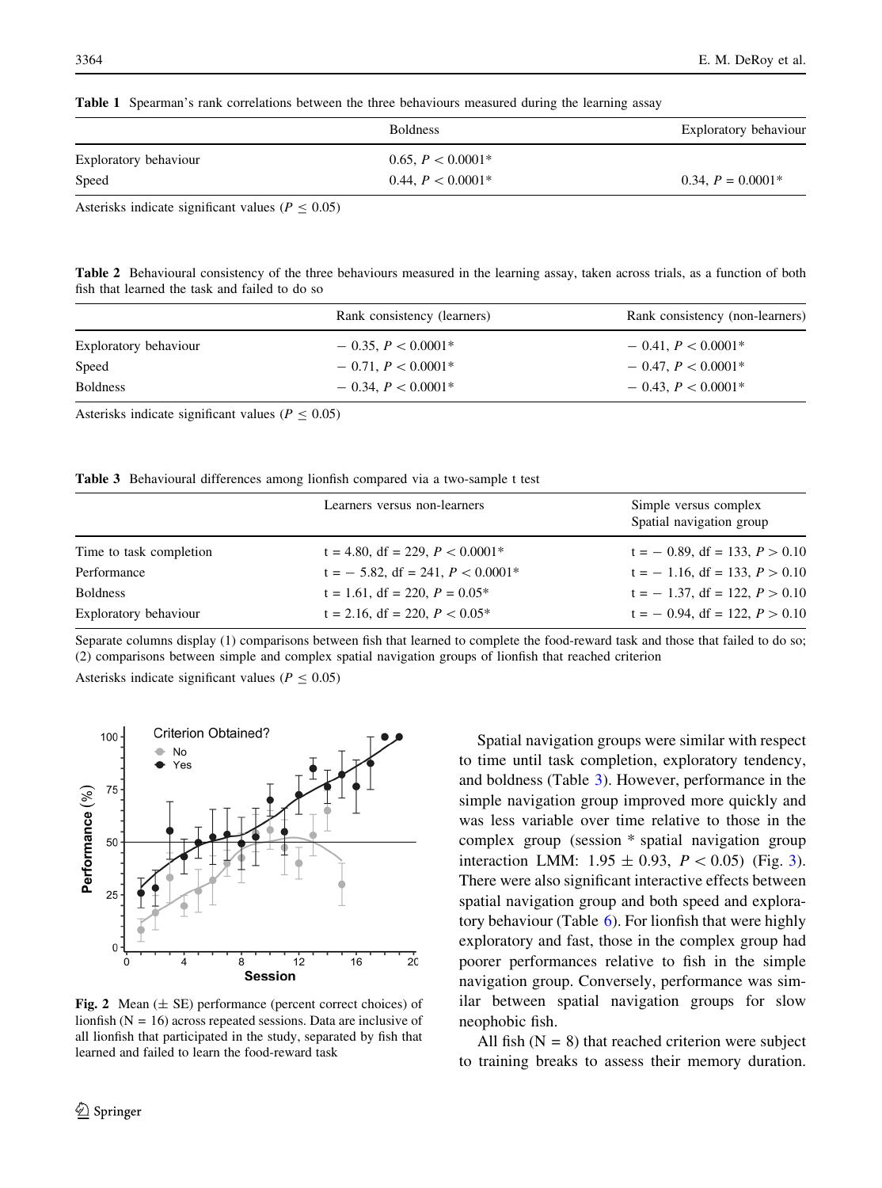**Table 1** Spearman's rank correlations between the three behaviours measured during the learning assay

| | Boldness | Exploratory behaviour |
|---|---|---|
| Exploratory behaviour | 0.65, $P < 0.0001$* | |
| Speed | 0.44, $P < 0.0001$* | 0.34, $P = 0.0001$* |

Asterisks indicate significant values ($P \leq 0.05$)

**Table 2** Behavioural consistency of the three behaviours measured in the learning assay, taken across trials, as a function of both fish that learned the task and failed to do so

| | Rank consistency (learners) | Rank consistency (non-learners) |
|---|---|---|
| Exploratory behaviour | − 0.35, $P < 0.0001$* | − 0.41, $P < 0.0001$* |
| Speed | − 0.71, $P < 0.0001$* | − 0.47, $P < 0.0001$* |
| Boldness | − 0.34, $P < 0.0001$* | − 0.43, $P < 0.0001$* |

Asterisks indicate significant values ($P \leq 0.05$)

**Table 3** Behavioural differences among lionfish compared via a two-sample t test

| | Learners versus non-learners | Simple versus complex Spatial navigation group |
|---|---|---|
| Time to task completion | t = 4.80, df = 229, $P < 0.0001$* | t = − 0.89, df = 133, $P > 0.10$ |
| Performance | t = − 5.82, df = 241, $P < 0.0001$* | t = − 1.16, df = 133, $P > 0.10$ |
| Boldness | t = 1.61, df = 220, $P = 0.05$* | t = − 1.37, df = 122, $P > 0.10$ |
| Exploratory behaviour | t = 2.16, df = 220, $P < 0.05$* | t = − 0.94, df = 122, $P > 0.10$ |

Separate columns display (1) comparisons between fish that learned to complete the food-reward task and those that failed to do so; (2) comparisons between simple and complex spatial navigation groups of lionfish that reached criterion

Asterisks indicate significant values ($P \leq 0.05$)

**Fig. 2** Mean (± SE) performance (percent correct choices) of lionfish (N = 16) across repeated sessions. Data are inclusive of all lionfish that participated in the study, separated by fish that learned and failed to learn the food-reward task

Spatial navigation groups were similar with respect to time until task completion, exploratory tendency, and boldness (Table 3). However, performance in the simple navigation group improved more quickly and was less variable over time relative to those in the complex group (session * spatial navigation group interaction LMM: 1.95 ± 0.93, $P < 0.05$) (Fig. 3). There were also significant interactive effects between spatial navigation group and both speed and exploratory behaviour (Table 6). For lionfish that were highly exploratory and fast, those in the complex group had poorer performances relative to fish in the simple navigation group. Conversely, performance was similar between spatial navigation groups for slow neophobic fish.

All fish (N = 8) that reached criterion were subject to training breaks to assess their memory duration.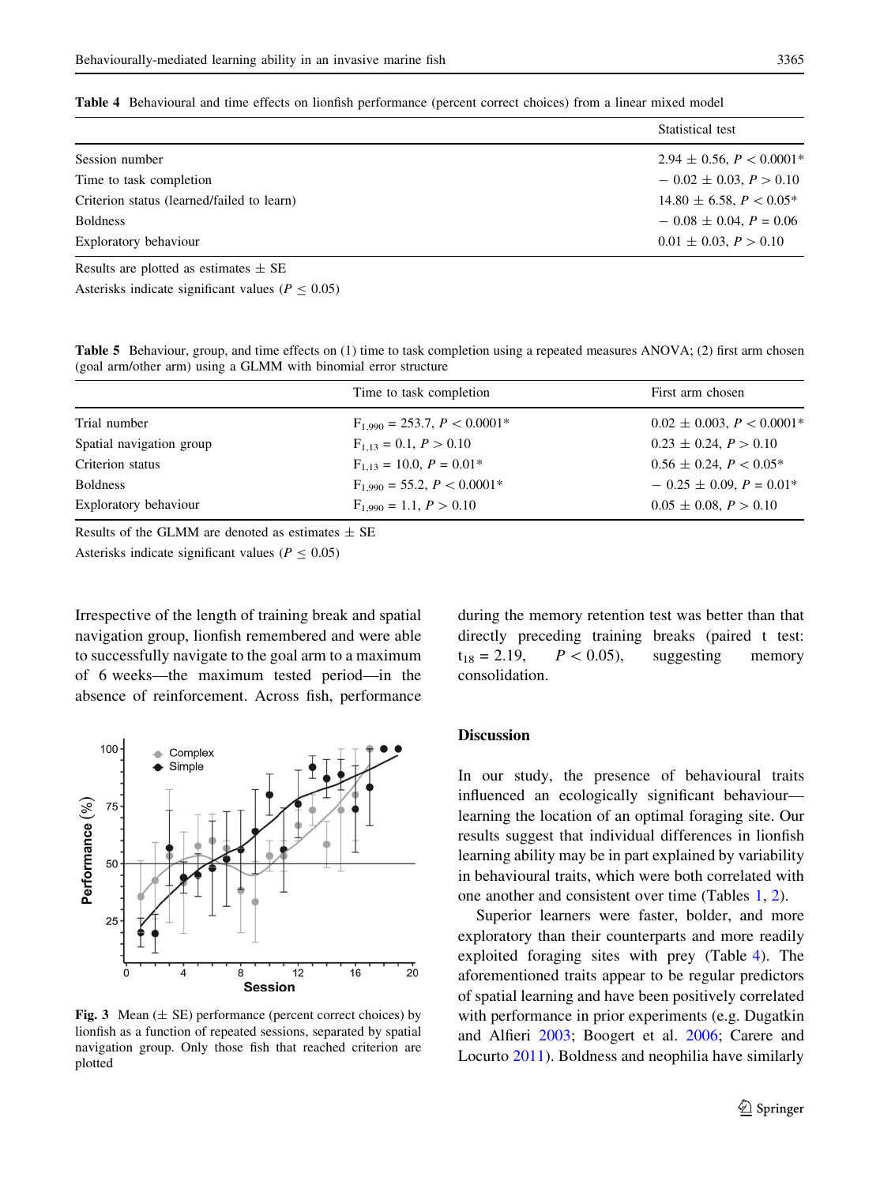**Table 4** Behavioural and time effects on lionfish performance (percent correct choices) from a linear mixed model

| | Statistical test |
|---|---|
| Session number | $2.94 \pm 0.56$, $P < 0.0001$* |
| Time to task completion | $-0.02 \pm 0.03$, $P > 0.10$ |
| Criterion status (learned/failed to learn) | $14.80 \pm 6.58$, $P < 0.05$* |
| Boldness | $-0.08 \pm 0.04$, $P = 0.06$ |
| Exploratory behaviour | $0.01 \pm 0.03$, $P > 0.10$ |

Results are plotted as estimates ± SE

Asterisks indicate significant values ($P \leq 0.05$)

**Table 5** Behaviour, group, and time effects on (1) time to task completion using a repeated measures ANOVA; (2) first arm chosen (goal arm/other arm) using a GLMM with binomial error structure

| | Time to task completion | First arm chosen |
|---|---|---|
| Trial number | $F_{1,990} = 253.7$, $P < 0.0001$* | $0.02 \pm 0.003$, $P < 0.0001$* |
| Spatial navigation group | $F_{1,13} = 0.1$, $P > 0.10$ | $0.23 \pm 0.24$, $P > 0.10$ |
| Criterion status | $F_{1,13} = 10.0$, $P = 0.01$* | $0.56 \pm 0.24$, $P < 0.05$* |
| Boldness | $F_{1,990} = 55.2$, $P < 0.0001$* | $-0.25 \pm 0.09$, $P = 0.01$* |
| Exploratory behaviour | $F_{1,990} = 1.1$, $P > 0.10$ | $0.05 \pm 0.08$, $P > 0.10$ |

Results of the GLMM are denoted as estimates ± SE

Asterisks indicate significant values ($P \leq 0.05$)

Irrespective of the length of training break and spatial navigation group, lionfish remembered and were able to successfully navigate to the goal arm to a maximum of 6 weeks—the maximum tested period—in the absence of reinforcement. Across fish, performance during the memory retention test was better than that directly preceding training breaks (paired t test: $t_{18} = 2.19$, $P < 0.05$), suggesting memory consolidation.

**Fig. 3** Mean (± SE) performance (percent correct choices) by lionfish as a function of repeated sessions, separated by spatial navigation group. Only those fish that reached criterion are plotted

## Discussion

In our study, the presence of behavioural traits influenced an ecologically significant behaviour—learning the location of an optimal foraging site. Our results suggest that individual differences in lionfish learning ability may be in part explained by variability in behavioural traits, which were both correlated with one another and consistent over time (Tables 1, 2).

Superior learners were faster, bolder, and more exploratory than their counterparts and more readily exploited foraging sites with prey (Table 4). The aforementioned traits appear to be regular predictors of spatial learning and have been positively correlated with performance in prior experiments (e.g. Dugatkin and Alfieri 2003; Boogert et al. 2006; Carere and Locurto 2011). Boldness and neophilia have similarly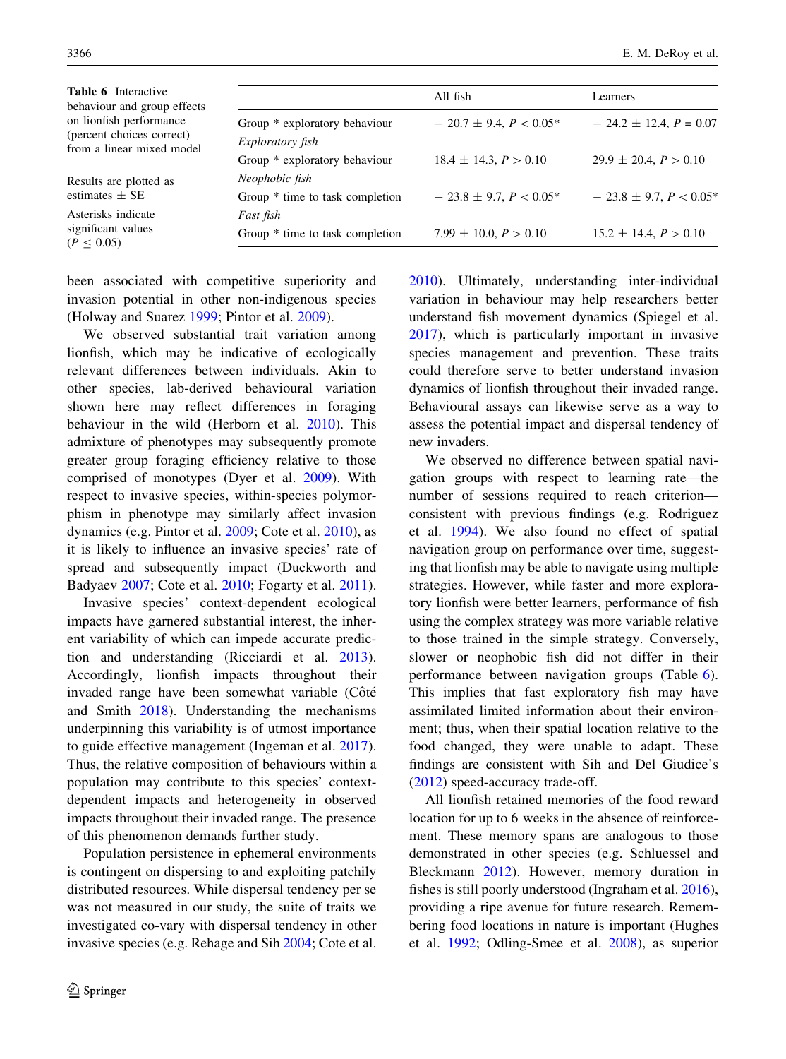**Table 6** Interactive behaviour and group effects on lionfish performance (percent choices correct) from a linear mixed model

Results are plotted as estimates ± SE

Asterisks indicate significant values ($P \leq 0.05$)

| | All fish | Learners |
|---|---|---|
| Group * exploratory behaviour | − 20.7 ± 9.4, $P < 0.05$* | − 24.2 ± 12.4, $P = 0.07$ |
| *Exploratory fish* | | |
| Group * exploratory behaviour | 18.4 ± 14.3, $P > 0.10$ | 29.9 ± 20.4, $P > 0.10$ |
| *Neophobic fish* | | |
| Group * time to task completion | − 23.8 ± 9.7, $P < 0.05$* | − 23.8 ± 9.7, $P < 0.05$* |
| *Fast fish* | | |
| Group * time to task completion | 7.99 ± 10.0, $P > 0.10$ | 15.2 ± 14.4, $P > 0.10$ |

been associated with competitive superiority and invasion potential in other non-indigenous species (Holway and Suarez 1999; Pintor et al. 2009).

We observed substantial trait variation among lionfish, which may be indicative of ecologically relevant differences between individuals. Akin to other species, lab-derived behavioural variation shown here may reflect differences in foraging behaviour in the wild (Herborn et al. 2010). This admixture of phenotypes may subsequently promote greater group foraging efficiency relative to those comprised of monotypes (Dyer et al. 2009). With respect to invasive species, within-species polymorphism in phenotype may similarly affect invasion dynamics (e.g. Pintor et al. 2009; Cote et al. 2010), as it is likely to influence an invasive species' rate of spread and subsequently impact (Duckworth and Badyaev 2007; Cote et al. 2010; Fogarty et al. 2011).

Invasive species' context-dependent ecological impacts have garnered substantial interest, the inherent variability of which can impede accurate prediction and understanding (Ricciardi et al. 2013). Accordingly, lionfish impacts throughout their invaded range have been somewhat variable (Côté and Smith 2018). Understanding the mechanisms underpinning this variability is of utmost importance to guide effective management (Ingeman et al. 2017). Thus, the relative composition of behaviours within a population may contribute to this species' context-dependent impacts and heterogeneity in observed impacts throughout their invaded range. The presence of this phenomenon demands further study.

Population persistence in ephemeral environments is contingent on dispersing to and exploiting patchily distributed resources. While dispersal tendency per se was not measured in our study, the suite of traits we investigated co-vary with dispersal tendency in other invasive species (e.g. Rehage and Sih 2004; Cote et al. 2010). Ultimately, understanding inter-individual variation in behaviour may help researchers better understand fish movement dynamics (Spiegel et al. 2017), which is particularly important in invasive species management and prevention. These traits could therefore serve to better understand invasion dynamics of lionfish throughout their invaded range. Behavioural assays can likewise serve as a way to assess the potential impact and dispersal tendency of new invaders.

We observed no difference between spatial navigation groups with respect to learning rate—the number of sessions required to reach criterion—consistent with previous findings (e.g. Rodriguez et al. 1994). We also found no effect of spatial navigation group on performance over time, suggesting that lionfish may be able to navigate using multiple strategies. However, while faster and more exploratory lionfish were better learners, performance of fish using the complex strategy was more variable relative to those trained in the simple strategy. Conversely, slower or neophobic fish did not differ in their performance between navigation groups (Table 6). This implies that fast exploratory fish may have assimilated limited information about their environment; thus, when their spatial location relative to the food changed, they were unable to adapt. These findings are consistent with Sih and Del Giudice's (2012) speed-accuracy trade-off.

All lionfish retained memories of the food reward location for up to 6 weeks in the absence of reinforcement. These memory spans are analogous to those demonstrated in other species (e.g. Schluessel and Bleckmann 2012). However, memory duration in fishes is still poorly understood (Ingraham et al. 2016), providing a ripe avenue for future research. Remembering food locations in nature is important (Hughes et al. 1992; Odling-Smee et al. 2008), as superior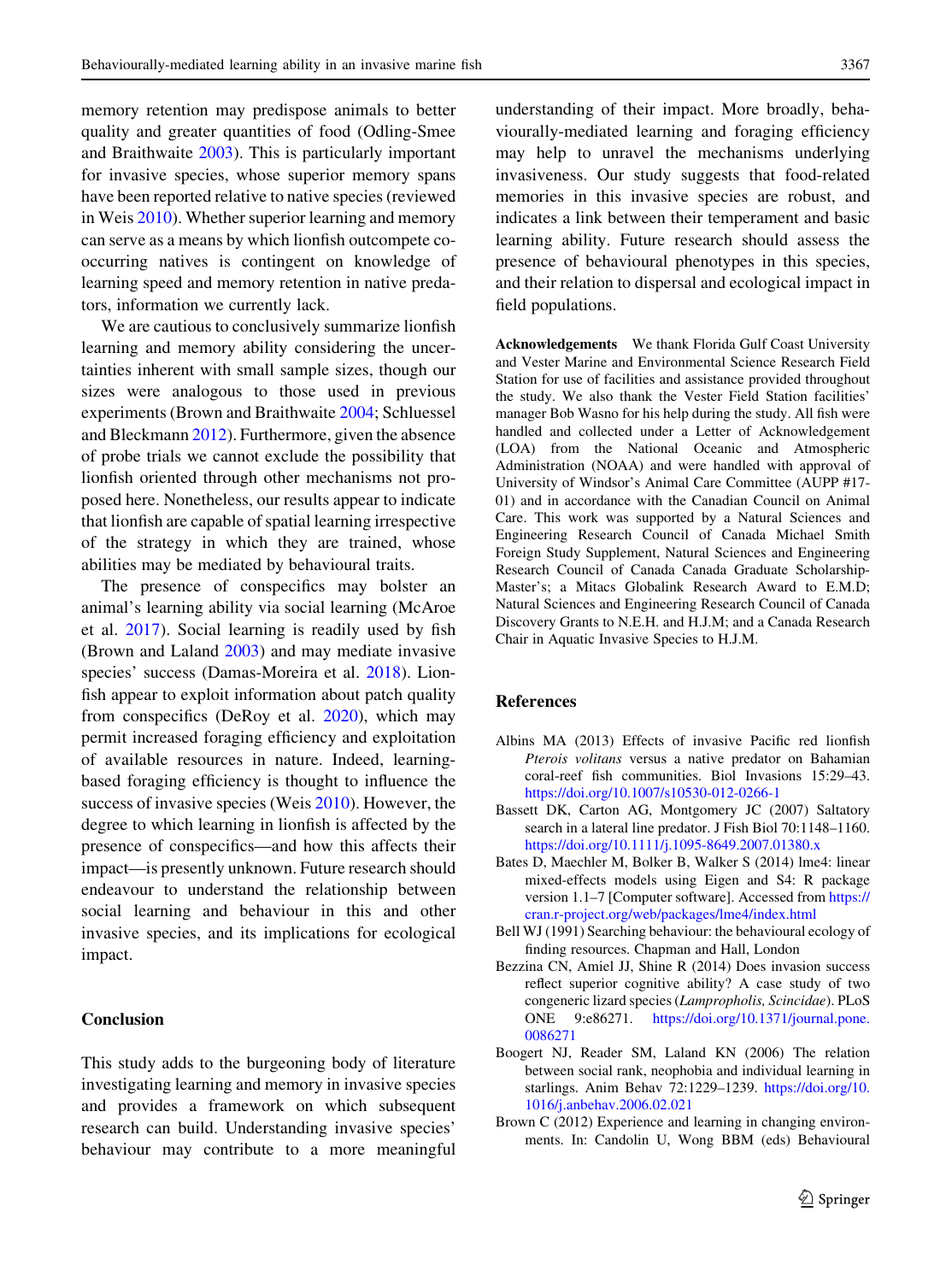memory retention may predispose animals to better quality and greater quantities of food (Odling-Smee and Braithwaite 2003). This is particularly important for invasive species, whose superior memory spans have been reported relative to native species (reviewed in Weis 2010). Whether superior learning and memory can serve as a means by which lionfish outcompete co-occurring natives is contingent on knowledge of learning speed and memory retention in native predators, information we currently lack.

We are cautious to conclusively summarize lionfish learning and memory ability considering the uncertainties inherent with small sample sizes, though our sizes were analogous to those used in previous experiments (Brown and Braithwaite 2004; Schluessel and Bleckmann 2012). Furthermore, given the absence of probe trials we cannot exclude the possibility that lionfish oriented through other mechanisms not proposed here. Nonetheless, our results appear to indicate that lionfish are capable of spatial learning irrespective of the strategy in which they are trained, whose abilities may be mediated by behavioural traits.

The presence of conspecifics may bolster an animal's learning ability via social learning (McAroe et al. 2017). Social learning is readily used by fish (Brown and Laland 2003) and may mediate invasive species' success (Damas-Moreira et al. 2018). Lionfish appear to exploit information about patch quality from conspecifics (DeRoy et al. 2020), which may permit increased foraging efficiency and exploitation of available resources in nature. Indeed, learning-based foraging efficiency is thought to influence the success of invasive species (Weis 2010). However, the degree to which learning in lionfish is affected by the presence of conspecifics—and how this affects their impact—is presently unknown. Future research should endeavour to understand the relationship between social learning and behaviour in this and other invasive species, and its implications for ecological impact.

## Conclusion

This study adds to the burgeoning body of literature investigating learning and memory in invasive species and provides a framework on which subsequent research can build. Understanding invasive species' behaviour may contribute to a more meaningful understanding of their impact. More broadly, behaviourally-mediated learning and foraging efficiency may help to unravel the mechanisms underlying invasiveness. Our study suggests that food-related memories in this invasive species are robust, and indicates a link between their temperament and basic learning ability. Future research should assess the presence of behavioural phenotypes in this species, and their relation to dispersal and ecological impact in field populations.

**Acknowledgements** We thank Florida Gulf Coast University and Vester Marine and Environmental Science Research Field Station for use of facilities and assistance provided throughout the study. We also thank the Vester Field Station facilities' manager Bob Wasno for his help during the study. All fish were handled and collected under a Letter of Acknowledgement (LOA) from the National Oceanic and Atmospheric Administration (NOAA) and were handled with approval of University of Windsor's Animal Care Committee (AUPP #17-01) and in accordance with the Canadian Council on Animal Care. This work was supported by a Natural Sciences and Engineering Research Council of Canada Michael Smith Foreign Study Supplement, Natural Sciences and Engineering Research Council of Canada Canada Graduate Scholarship-Master's; a Mitacs Globalink Research Award to E.M.D; Natural Sciences and Engineering Research Council of Canada Discovery Grants to N.E.H. and H.J.M; and a Canada Research Chair in Aquatic Invasive Species to H.J.M.

## References

Albins MA (2013) Effects of invasive Pacific red lionfish *Pterois volitans* versus a native predator on Bahamian coral-reef fish communities. Biol Invasions 15:29–43. https://doi.org/10.1007/s10530-012-0266-1

Bassett DK, Carton AG, Montgomery JC (2007) Saltatory search in a lateral line predator. J Fish Biol 70:1148–1160. https://doi.org/10.1111/j.1095-8649.2007.01380.x

Bates D, Maechler M, Bolker B, Walker S (2014) lme4: linear mixed-effects models using Eigen and S4: R package version 1.1–7 [Computer software]. Accessed from https://cran.r-project.org/web/packages/lme4/index.html

Bell WJ (1991) Searching behaviour: the behavioural ecology of finding resources. Chapman and Hall, London

Bezzina CN, Amiel JJ, Shine R (2014) Does invasion success reflect superior cognitive ability? A case study of two congeneric lizard species (*Lampropholis, Scincidae*). PLoS ONE 9:e86271. https://doi.org/10.1371/journal.pone.0086271

Boogert NJ, Reader SM, Laland KN (2006) The relation between social rank, neophobia and individual learning in starlings. Anim Behav 72:1229–1239. https://doi.org/10.1016/j.anbehav.2006.02.021

Brown C (2012) Experience and learning in changing environments. In: Candolin U, Wong BBM (eds) Behavioural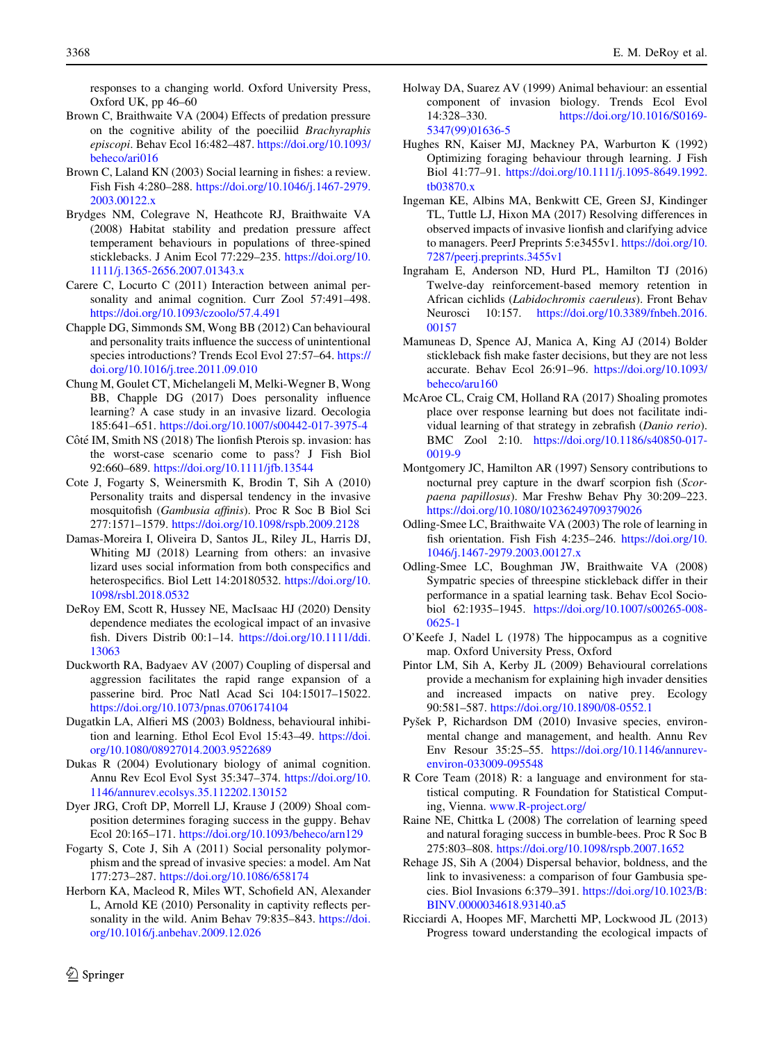responses to a changing world. Oxford University Press, Oxford UK, pp 46–60

Brown C, Braithwaite VA (2004) Effects of predation pressure on the cognitive ability of the poeciliid *Brachyraphis episcopi*. Behav Ecol 16:482–487. https://doi.org/10.1093/beheco/ari016

Brown C, Laland KN (2003) Social learning in fishes: a review. Fish Fish 4:280–288. https://doi.org/10.1046/j.1467-2979.2003.00122.x

Brydges NM, Colegrave N, Heathcote RJ, Braithwaite VA (2008) Habitat stability and predation pressure affect temperament behaviours in populations of three-spined sticklebacks. J Anim Ecol 77:229–235. https://doi.org/10.1111/j.1365-2656.2007.01343.x

Carere C, Locurto C (2011) Interaction between animal personality and animal cognition. Curr Zool 57:491–498. https://doi.org/10.1093/czoolo/57.4.491

Chapple DG, Simmonds SM, Wong BB (2012) Can behavioural and personality traits influence the success of unintentional species introductions? Trends Ecol Evol 27:57–64. https://doi.org/10.1016/j.tree.2011.09.010

Chung M, Goulet CT, Michelangeli M, Melki-Wegner B, Wong BB, Chapple DG (2017) Does personality influence learning? A case study in an invasive lizard. Oecologia 185:641–651. https://doi.org/10.1007/s00442-017-3975-4

Côté IM, Smith NS (2018) The lionfish Pterois sp. invasion: has the worst-case scenario come to pass? J Fish Biol 92:660–689. https://doi.org/10.1111/jfb.13544

Cote J, Fogarty S, Weinersmith K, Brodin T, Sih A (2010) Personality traits and dispersal tendency in the invasive mosquitofish (*Gambusia affinis*). Proc R Soc B Biol Sci 277:1571–1579. https://doi.org/10.1098/rspb.2009.2128

Damas-Moreira I, Oliveira D, Santos JL, Riley JL, Harris DJ, Whiting MJ (2018) Learning from others: an invasive lizard uses social information from both conspecifics and heterospecifics. Biol Lett 14:20180532. https://doi.org/10.1098/rsbl.2018.0532

DeRoy EM, Scott R, Hussey NE, MacIsaac HJ (2020) Density dependence mediates the ecological impact of an invasive fish. Divers Distrib 00:1–14. https://doi.org/10.1111/ddi.13063

Duckworth RA, Badyaev AV (2007) Coupling of dispersal and aggression facilitates the rapid range expansion of a passerine bird. Proc Natl Acad Sci 104:15017–15022. https://doi.org/10.1073/pnas.0706174104

Dugatkin LA, Alfieri MS (2003) Boldness, behavioural inhibition and learning. Ethol Ecol Evol 15:43–49. https://doi.org/10.1080/08927014.2003.9522689

Dukas R (2004) Evolutionary biology of animal cognition. Annu Rev Ecol Evol Syst 35:347–374. https://doi.org/10.1146/annurev.ecolsys.35.112202.130152

Dyer JRG, Croft DP, Morrell LJ, Krause J (2009) Shoal composition determines foraging success in the guppy. Behav Ecol 20:165–171. https://doi.org/10.1093/beheco/arn129

Fogarty S, Cote J, Sih A (2011) Social personality polymorphism and the spread of invasive species: a model. Am Nat 177:273–287. https://doi.org/10.1086/658174

Herborn KA, Macleod R, Miles WT, Schofield AN, Alexander L, Arnold KE (2010) Personality in captivity reflects personality in the wild. Anim Behav 79:835–843. https://doi.org/10.1016/j.anbehav.2009.12.026

Holway DA, Suarez AV (1999) Animal behaviour: an essential component of invasion biology. Trends Ecol Evol 14:328–330. https://doi.org/10.1016/S0169-5347(99)01636-5

Hughes RN, Kaiser MJ, Mackney PA, Warburton K (1992) Optimizing foraging behaviour through learning. J Fish Biol 41:77–91. https://doi.org/10.1111/j.1095-8649.1992.tb03870.x

Ingeman KE, Albins MA, Benkwitt CE, Green SJ, Kindinger TL, Tuttle LJ, Hixon MA (2017) Resolving differences in observed impacts of invasive lionfish and clarifying advice to managers. PeerJ Preprints 5:e3455v1. https://doi.org/10.7287/peerj.preprints.3455v1

Ingraham E, Anderson ND, Hurd PL, Hamilton TJ (2016) Twelve-day reinforcement-based memory retention in African cichlids (*Labidochromis caeruleus*). Front Behav Neurosci 10:157. https://doi.org/10.3389/fnbeh.2016.00157

Mamuneas D, Spence AJ, Manica A, King AJ (2014) Bolder stickleback fish make faster decisions, but they are not less accurate. Behav Ecol 26:91–96. https://doi.org/10.1093/beheco/aru160

McAroe CL, Craig CM, Holland RA (2017) Shoaling promotes place over response learning but does not facilitate individual learning of that strategy in zebrafish (*Danio rerio*). BMC Zool 2:10. https://doi.org/10.1186/s40850-017-0019-9

Montgomery JC, Hamilton AR (1997) Sensory contributions to nocturnal prey capture in the dwarf scorpion fish (*Scorpaena papillosus*). Mar Freshw Behav Phy 30:209–223. https://doi.org/10.1080/10236249709379026

Odling-Smee LC, Braithwaite VA (2003) The role of learning in fish orientation. Fish Fish 4:235–246. https://doi.org/10.1046/j.1467-2979.2003.00127.x

Odling-Smee LC, Boughman JW, Braithwaite VA (2008) Sympatric species of threespine stickleback differ in their performance in a spatial learning task. Behav Ecol Sociobiol 62:1935–1945. https://doi.org/10.1007/s00265-008-0625-1

O'Keefe J, Nadel L (1978) The hippocampus as a cognitive map. Oxford University Press, Oxford

Pintor LM, Sih A, Kerby JL (2009) Behavioural correlations provide a mechanism for explaining high invader densities and increased impacts on native prey. Ecology 90:581–587. https://doi.org/10.1890/08-0552.1

Pyšek P, Richardson DM (2010) Invasive species, environmental change and management, and health. Annu Rev Env Resour 35:25–55. https://doi.org/10.1146/annurev-environ-033009-095548

R Core Team (2018) R: a language and environment for statistical computing. R Foundation for Statistical Computing, Vienna. www.R-project.org/

Raine NE, Chittka L (2008) The correlation of learning speed and natural foraging success in bumble-bees. Proc R Soc B 275:803–808. https://doi.org/10.1098/rspb.2007.1652

Rehage JS, Sih A (2004) Dispersal behavior, boldness, and the link to invasiveness: a comparison of four Gambusia species. Biol Invasions 6:379–391. https://doi.org/10.1023/B:BINV.0000034618.93140.a5

Ricciardi A, Hoopes MF, Marchetti MP, Lockwood JL (2013) Progress toward understanding the ecological impacts of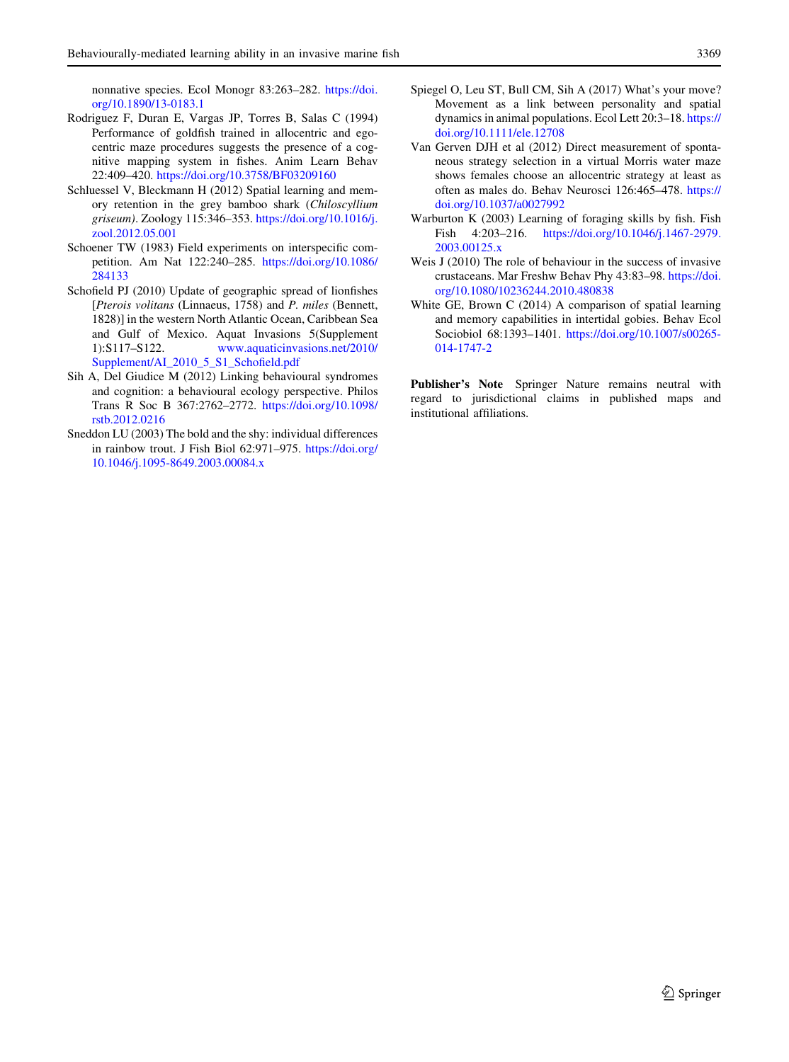nonnative species. Ecol Monogr 83:263–282. https://doi.org/10.1890/13-0183.1

Rodriguez F, Duran E, Vargas JP, Torres B, Salas C (1994) Performance of goldfish trained in allocentric and egocentric maze procedures suggests the presence of a cognitive mapping system in fishes. Anim Learn Behav 22:409–420. https://doi.org/10.3758/BF03209160

Schluessel V, Bleckmann H (2012) Spatial learning and memory retention in the grey bamboo shark (*Chiloscyllium griseum*). Zoology 115:346–353. https://doi.org/10.1016/j.zool.2012.05.001

Schoener TW (1983) Field experiments on interspecific competition. Am Nat 122:240–285. https://doi.org/10.1086/284133

Schofield PJ (2010) Update of geographic spread of lionfishes [*Pterois volitans* (Linnaeus, 1758) and *P. miles* (Bennett, 1828)] in the western North Atlantic Ocean, Caribbean Sea and Gulf of Mexico. Aquat Invasions 5(Supplement 1):S117–S122. www.aquaticinvasions.net/2010/Supplement/AI_2010_5_S1_Schofield.pdf

Sih A, Del Giudice M (2012) Linking behavioural syndromes and cognition: a behavioural ecology perspective. Philos Trans R Soc B 367:2762–2772. https://doi.org/10.1098/rstb.2012.0216

Sneddon LU (2003) The bold and the shy: individual differences in rainbow trout. J Fish Biol 62:971–975. https://doi.org/10.1046/j.1095-8649.2003.00084.x

Spiegel O, Leu ST, Bull CM, Sih A (2017) What's your move? Movement as a link between personality and spatial dynamics in animal populations. Ecol Lett 20:3–18. https://doi.org/10.1111/ele.12708

Van Gerven DJH et al (2012) Direct measurement of spontaneous strategy selection in a virtual Morris water maze shows females choose an allocentric strategy at least as often as males do. Behav Neurosci 126:465–478. https://doi.org/10.1037/a0027992

Warburton K (2003) Learning of foraging skills by fish. Fish Fish 4:203–216. https://doi.org/10.1046/j.1467-2979.2003.00125.x

Weis J (2010) The role of behaviour in the success of invasive crustaceans. Mar Freshw Behav Phy 43:83–98. https://doi.org/10.1080/10236244.2010.480838

White GE, Brown C (2014) A comparison of spatial learning and memory capabilities in intertidal gobies. Behav Ecol Sociobiol 68:1393–1401. https://doi.org/10.1007/s00265-014-1747-2

**Publisher's Note** Springer Nature remains neutral with regard to jurisdictional claims in published maps and institutional affiliations.